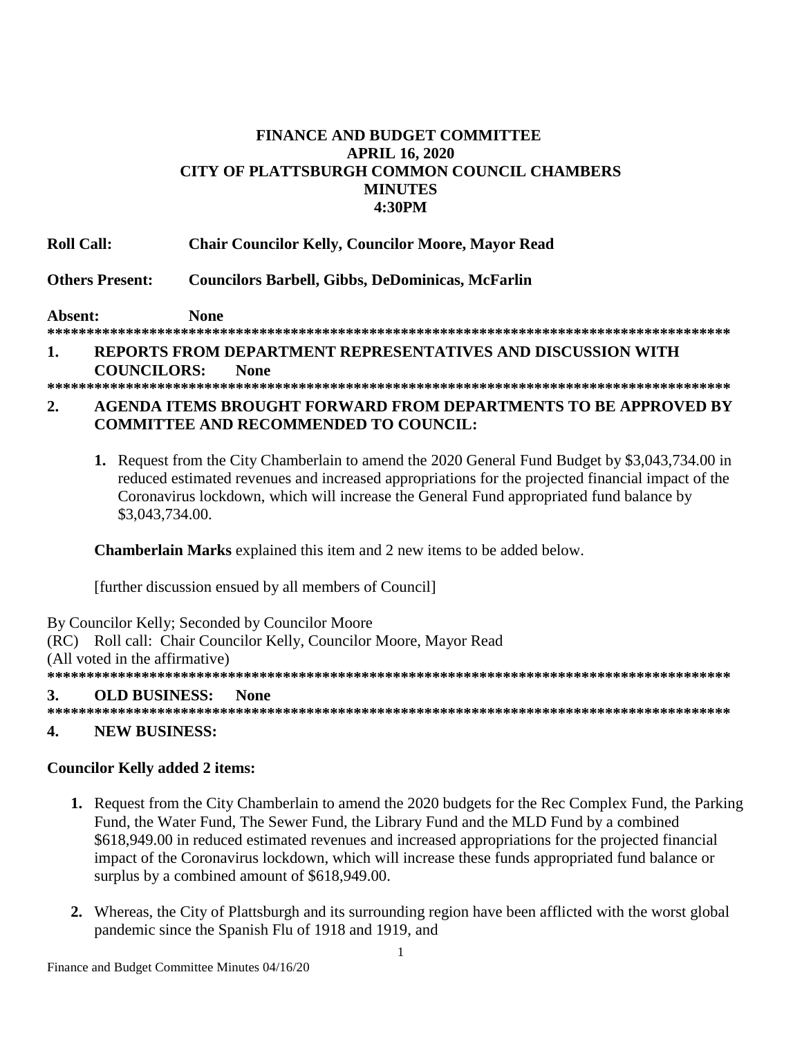# FINANCE AND BUDGET COMMITTEE
## APRIL 16, 2020
## CITY OF PLATTSBURGH COMMON COUNCIL CHAMBERS
## MINUTES
## 4:30PM

**Roll Call:** **Chair Councilor Kelly, Councilor Moore, Mayor Read**

**Others Present:** **Councilors Barbell, Gibbs, DeDominicas, McFarlin**

**Absent:** **None**

**************************************************************************************

**1. REPORTS FROM DEPARTMENT REPRESENTATIVES AND DISCUSSION WITH COUNCILORS: None**

**************************************************************************************

**2. AGENDA ITEMS BROUGHT FORWARD FROM DEPARTMENTS TO BE APPROVED BY COMMITTEE AND RECOMMENDED TO COUNCIL:**

1. Request from the City Chamberlain to amend the 2020 General Fund Budget by $3,043,734.00 in reduced estimated revenues and increased appropriations for the projected financial impact of the Coronavirus lockdown, which will increase the General Fund appropriated fund balance by $3,043,734.00.

**Chamberlain Marks** explained this item and 2 new items to be added below.

[further discussion ensued by all members of Council]

By Councilor Kelly; Seconded by Councilor Moore
(RC) Roll call: Chair Councilor Kelly, Councilor Moore, Mayor Read
(All voted in the affirmative)

**************************************************************************************

**3. OLD BUSINESS: None**

**************************************************************************************

**4. NEW BUSINESS:**

**Councilor Kelly added 2 items:**

1. Request from the City Chamberlain to amend the 2020 budgets for the Rec Complex Fund, the Parking Fund, the Water Fund, The Sewer Fund, the Library Fund and the MLD Fund by a combined $618,949.00 in reduced estimated revenues and increased appropriations for the projected financial impact of the Coronavirus lockdown, which will increase these funds appropriated fund balance or surplus by a combined amount of $618,949.00.

2. Whereas, the City of Plattsburgh and its surrounding region have been afflicted with the worst global pandemic since the Spanish Flu of 1918 and 1919, and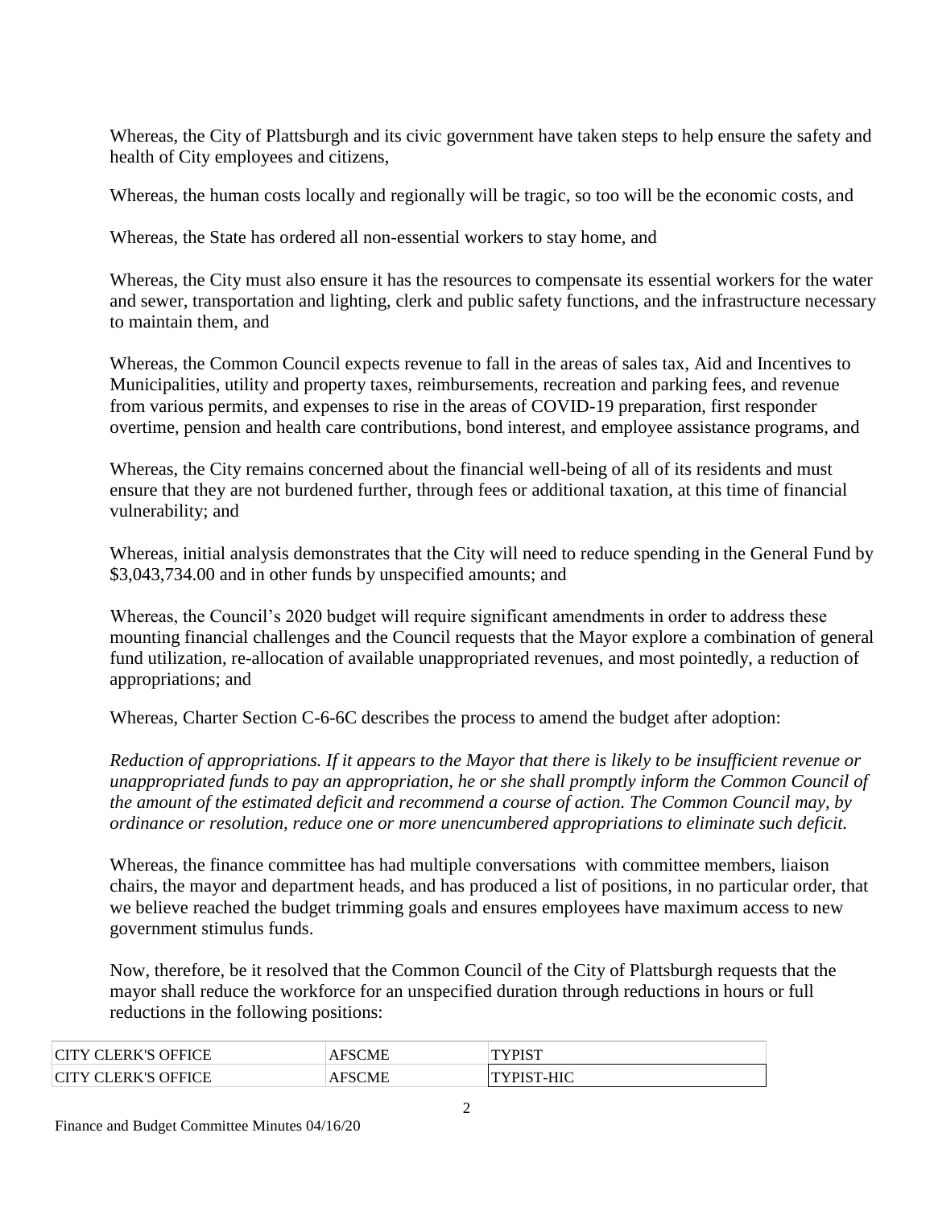Whereas, the City of Plattsburgh and its civic government have taken steps to help ensure the safety and health of City employees and citizens,

Whereas, the human costs locally and regionally will be tragic, so too will be the economic costs, and

Whereas, the State has ordered all non-essential workers to stay home, and

Whereas, the City must also ensure it has the resources to compensate its essential workers for the water and sewer, transportation and lighting, clerk and public safety functions, and the infrastructure necessary to maintain them, and

Whereas, the Common Council expects revenue to fall in the areas of sales tax, Aid and Incentives to Municipalities, utility and property taxes, reimbursements, recreation and parking fees, and revenue from various permits, and expenses to rise in the areas of COVID-19 preparation, first responder overtime, pension and health care contributions, bond interest, and employee assistance programs, and

Whereas, the City remains concerned about the financial well-being of all of its residents and must ensure that they are not burdened further, through fees or additional taxation, at this time of financial vulnerability; and

Whereas, initial analysis demonstrates that the City will need to reduce spending in the General Fund by \$3,043,734.00 and in other funds by unspecified amounts; and

Whereas, the Council's 2020 budget will require significant amendments in order to address these mounting financial challenges and the Council requests that the Mayor explore a combination of general fund utilization, re-allocation of available unappropriated revenues, and most pointedly, a reduction of appropriations; and

Whereas, Charter Section C-6-6C describes the process to amend the budget after adoption:

*Reduction of appropriations. If it appears to the Mayor that there is likely to be insufficient revenue or unappropriated funds to pay an appropriation, he or she shall promptly inform the Common Council of the amount of the estimated deficit and recommend a course of action. The Common Council may, by ordinance or resolution, reduce one or more unencumbered appropriations to eliminate such deficit.*

Whereas, the finance committee has had multiple conversations with committee members, liaison chairs, the mayor and department heads, and has produced a list of positions, in no particular order, that we believe reached the budget trimming goals and ensures employees have maximum access to new government stimulus funds.

Now, therefore, be it resolved that the Common Council of the City of Plattsburgh requests that the mayor shall reduce the workforce for an unspecified duration through reductions in hours or full reductions in the following positions:

| | | |
|---|---|---|
| CITY CLERK'S OFFICE | AFSCME | TYPIST |
| CITY CLERK'S OFFICE | AFSCME | TYPIST-HIC |

Finance and Budget Committee Minutes 04/16/20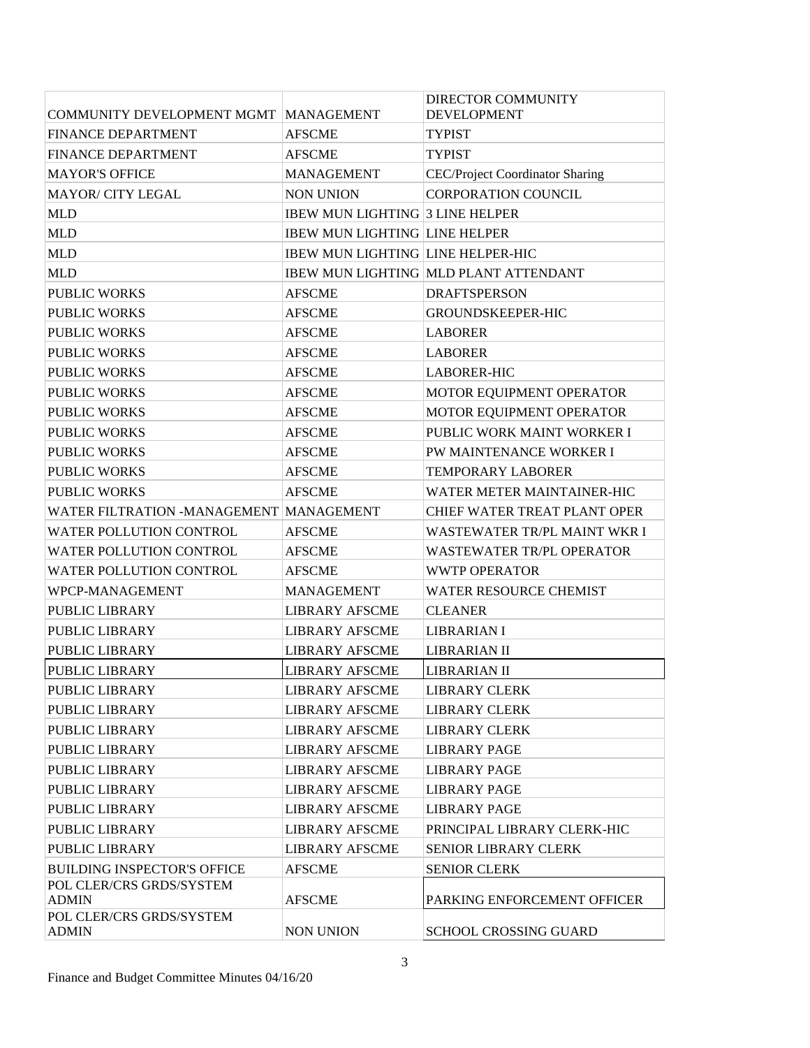| | | |
|---|---|---|
| COMMUNITY DEVELOPMENT MGMT | MANAGEMENT | DIRECTOR COMMUNITY DEVELOPMENT |
| FINANCE DEPARTMENT | AFSCME | TYPIST |
| FINANCE DEPARTMENT | AFSCME | TYPIST |
| MAYOR'S OFFICE | MANAGEMENT | CEC/Project Coordinator Sharing |
| MAYOR/ CITY LEGAL | NON UNION | CORPORATION COUNCIL |
| MLD | IBEW MUN LIGHTING | 3 LINE HELPER |
| MLD | IBEW MUN LIGHTING | LINE HELPER |
| MLD | IBEW MUN LIGHTING | LINE HELPER-HIC |
| MLD | IBEW MUN LIGHTING | MLD PLANT ATTENDANT |
| PUBLIC WORKS | AFSCME | DRAFTSPERSON |
| PUBLIC WORKS | AFSCME | GROUNDSKEEPER-HIC |
| PUBLIC WORKS | AFSCME | LABORER |
| PUBLIC WORKS | AFSCME | LABORER |
| PUBLIC WORKS | AFSCME | LABORER-HIC |
| PUBLIC WORKS | AFSCME | MOTOR EQUIPMENT OPERATOR |
| PUBLIC WORKS | AFSCME | MOTOR EQUIPMENT OPERATOR |
| PUBLIC WORKS | AFSCME | PUBLIC WORK MAINT WORKER I |
| PUBLIC WORKS | AFSCME | PW MAINTENANCE WORKER I |
| PUBLIC WORKS | AFSCME | TEMPORARY LABORER |
| PUBLIC WORKS | AFSCME | WATER METER MAINTAINER-HIC |
| WATER FILTRATION -MANAGEMENT | MANAGEMENT | CHIEF WATER TREAT PLANT OPER |
| WATER POLLUTION CONTROL | AFSCME | WASTEWATER TR/PL MAINT WKR I |
| WATER POLLUTION CONTROL | AFSCME | WASTEWATER TR/PL OPERATOR |
| WATER POLLUTION CONTROL | AFSCME | WWTP OPERATOR |
| WPCP-MANAGEMENT | MANAGEMENT | WATER RESOURCE CHEMIST |
| PUBLIC LIBRARY | LIBRARY AFSCME | CLEANER |
| PUBLIC LIBRARY | LIBRARY AFSCME | LIBRARIAN I |
| PUBLIC LIBRARY | LIBRARY AFSCME | LIBRARIAN II |
| PUBLIC LIBRARY | LIBRARY AFSCME | LIBRARIAN II |
| PUBLIC LIBRARY | LIBRARY AFSCME | LIBRARY CLERK |
| PUBLIC LIBRARY | LIBRARY AFSCME | LIBRARY CLERK |
| PUBLIC LIBRARY | LIBRARY AFSCME | LIBRARY CLERK |
| PUBLIC LIBRARY | LIBRARY AFSCME | LIBRARY PAGE |
| PUBLIC LIBRARY | LIBRARY AFSCME | LIBRARY PAGE |
| PUBLIC LIBRARY | LIBRARY AFSCME | LIBRARY PAGE |
| PUBLIC LIBRARY | LIBRARY AFSCME | LIBRARY PAGE |
| PUBLIC LIBRARY | LIBRARY AFSCME | PRINCIPAL LIBRARY CLERK-HIC |
| PUBLIC LIBRARY | LIBRARY AFSCME | SENIOR LIBRARY CLERK |
| BUILDING INSPECTOR'S OFFICE | AFSCME | SENIOR CLERK |
| POL CLER/CRS GRDS/SYSTEM ADMIN | AFSCME | PARKING ENFORCEMENT OFFICER |
| POL CLER/CRS GRDS/SYSTEM ADMIN | NON UNION | SCHOOL CROSSING GUARD |

Finance and Budget Committee Minutes 04/16/20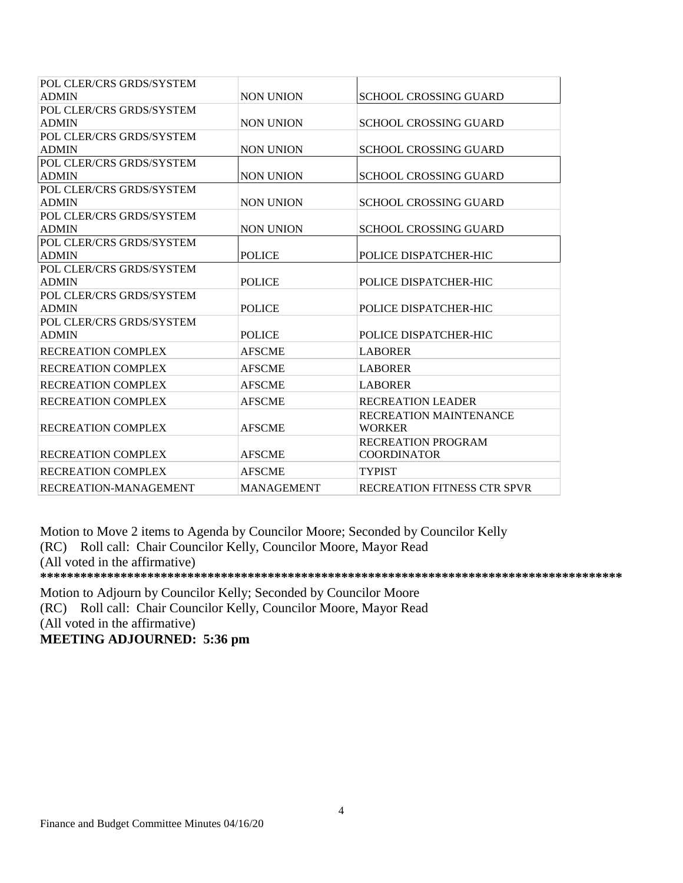| | | |
|---|---|---|
| POL CLER/CRS GRDS/SYSTEM ADMIN | NON UNION | SCHOOL CROSSING GUARD |
| POL CLER/CRS GRDS/SYSTEM ADMIN | NON UNION | SCHOOL CROSSING GUARD |
| POL CLER/CRS GRDS/SYSTEM ADMIN | NON UNION | SCHOOL CROSSING GUARD |
| POL CLER/CRS GRDS/SYSTEM ADMIN | NON UNION | SCHOOL CROSSING GUARD |
| POL CLER/CRS GRDS/SYSTEM ADMIN | NON UNION | SCHOOL CROSSING GUARD |
| POL CLER/CRS GRDS/SYSTEM ADMIN | NON UNION | SCHOOL CROSSING GUARD |
| POL CLER/CRS GRDS/SYSTEM ADMIN | POLICE | POLICE DISPATCHER-HIC |
| POL CLER/CRS GRDS/SYSTEM ADMIN | POLICE | POLICE DISPATCHER-HIC |
| POL CLER/CRS GRDS/SYSTEM ADMIN | POLICE | POLICE DISPATCHER-HIC |
| POL CLER/CRS GRDS/SYSTEM ADMIN | POLICE | POLICE DISPATCHER-HIC |
| RECREATION COMPLEX | AFSCME | LABORER |
| RECREATION COMPLEX | AFSCME | LABORER |
| RECREATION COMPLEX | AFSCME | LABORER |
| RECREATION COMPLEX | AFSCME | RECREATION LEADER |
| RECREATION COMPLEX | AFSCME | RECREATION MAINTENANCE WORKER |
| RECREATION COMPLEX | AFSCME | RECREATION PROGRAM COORDINATOR |
| RECREATION COMPLEX | AFSCME | TYPIST |
| RECREATION-MANAGEMENT | MANAGEMENT | RECREATION FITNESS CTR SPVR |

Motion to Move 2 items to Agenda by Councilor Moore; Seconded by Councilor Kelly
(RC) Roll call: Chair Councilor Kelly, Councilor Moore, Mayor Read
(All voted in the affirmative)

**************************************************************************************

Motion to Adjourn by Councilor Kelly; Seconded by Councilor Moore
(RC) Roll call: Chair Councilor Kelly, Councilor Moore, Mayor Read
(All voted in the affirmative)

**MEETING ADJOURNED: 5:36 pm**